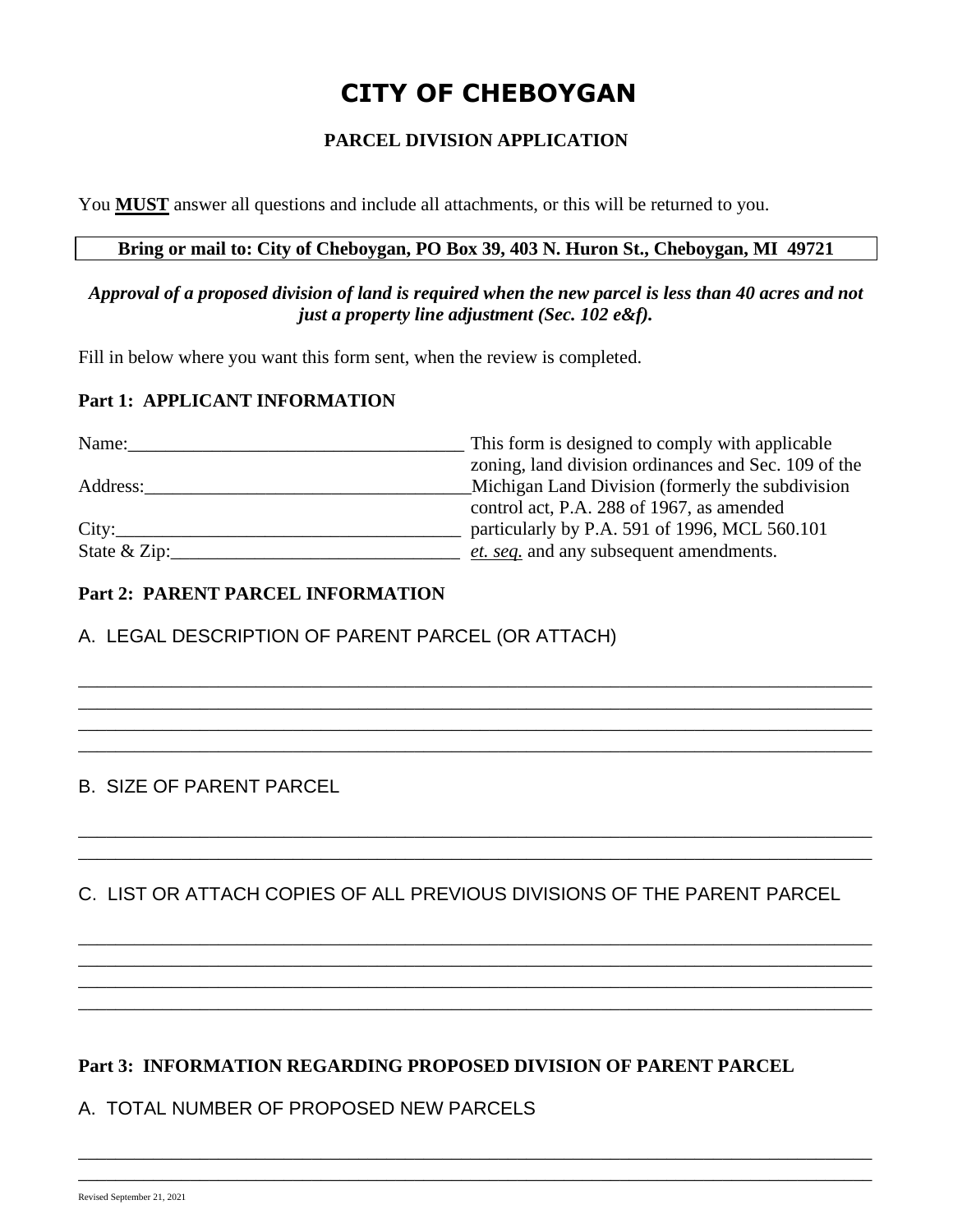# CITY OF CHEBOYGAN

## PARCEL DIVISION APPLICATION

You **MUST** answer all questions and include all attachments, or this will be returned to you.

**Bring or mail to: City of Cheboygan, PO Box 39, 403 N. Huron St., Cheboygan, MI 49721**

***Approval of a proposed division of land is required when the new parcel is less than 40 acres and not just a property line adjustment (Sec. 102 e&f).***

Fill in below where you want this form sent, when the review is completed.

### Part 1: APPLICANT INFORMATION

Name:____________________________________

Address:__________________________________

City:_____________________________________

State & Zip:_______________________________

This form is designed to comply with applicable zoning, land division ordinances and Sec. 109 of the Michigan Land Division (formerly the subdivision control act, P.A. 288 of 1967, as amended particularly by P.A. 591 of 1996, MCL 560.101 *et. seq.* and any subsequent amendments.

### Part 2: PARENT PARCEL INFORMATION

A. LEGAL DESCRIPTION OF PARENT PARCEL (OR ATTACH)

_______________________________________________________________________________
_______________________________________________________________________________
_______________________________________________________________________________
_______________________________________________________________________________

B. SIZE OF PARENT PARCEL

_______________________________________________________________________________
_______________________________________________________________________________

C. LIST OR ATTACH COPIES OF ALL PREVIOUS DIVISIONS OF THE PARENT PARCEL

_______________________________________________________________________________
_______________________________________________________________________________
_______________________________________________________________________________
_______________________________________________________________________________

### Part 3: INFORMATION REGARDING PROPOSED DIVISION OF PARENT PARCEL

A. TOTAL NUMBER OF PROPOSED NEW PARCELS

_______________________________________________________________________________
_______________________________________________________________________________

Revised September 21, 2021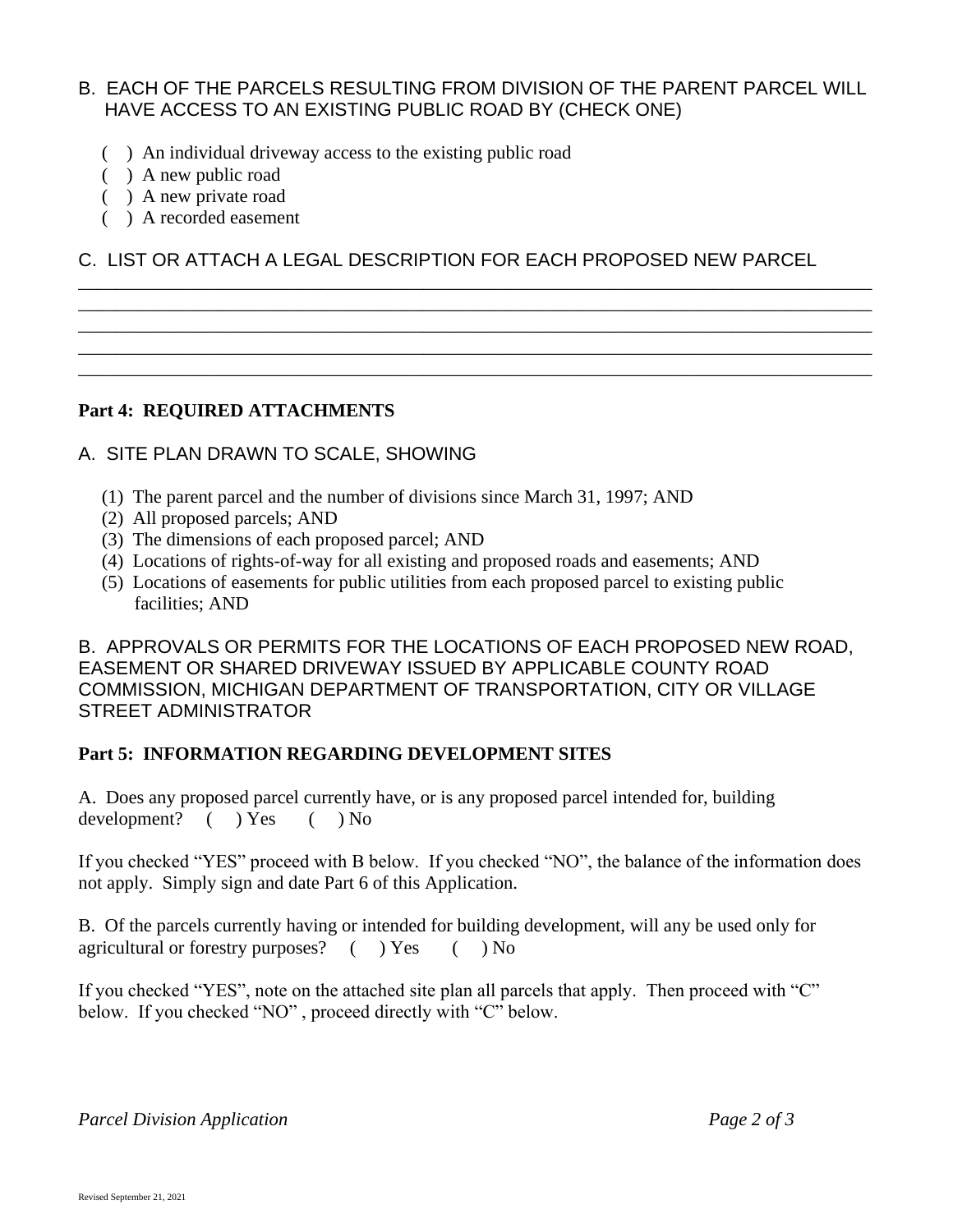B. EACH OF THE PARCELS RESULTING FROM DIVISION OF THE PARENT PARCEL WILL HAVE ACCESS TO AN EXISTING PUBLIC ROAD BY (CHECK ONE)

( ) An individual driveway access to the existing public road
( ) A new public road
( ) A new private road
( ) A recorded easement

C. LIST OR ATTACH A LEGAL DESCRIPTION FOR EACH PROPOSED NEW PARCEL

______________________________________________________________________________
______________________________________________________________________________
______________________________________________________________________________
______________________________________________________________________________
______________________________________________________________________________

**Part 4: REQUIRED ATTACHMENTS**

A. SITE PLAN DRAWN TO SCALE, SHOWING

(1) The parent parcel and the number of divisions since March 31, 1997; AND
(2) All proposed parcels; AND
(3) The dimensions of each proposed parcel; AND
(4) Locations of rights-of-way for all existing and proposed roads and easements; AND
(5) Locations of easements for public utilities from each proposed parcel to existing public facilities; AND

B. APPROVALS OR PERMITS FOR THE LOCATIONS OF EACH PROPOSED NEW ROAD, EASEMENT OR SHARED DRIVEWAY ISSUED BY APPLICABLE COUNTY ROAD COMMISSION, MICHIGAN DEPARTMENT OF TRANSPORTATION, CITY OR VILLAGE STREET ADMINISTRATOR

**Part 5: INFORMATION REGARDING DEVELOPMENT SITES**

A. Does any proposed parcel currently have, or is any proposed parcel intended for, building development? ( ) Yes ( ) No

If you checked "YES" proceed with B below. If you checked "NO", the balance of the information does not apply. Simply sign and date Part 6 of this Application.

B. Of the parcels currently having or intended for building development, will any be used only for agricultural or forestry purposes? ( ) Yes ( ) No

If you checked "YES", note on the attached site plan all parcels that apply. Then proceed with "C" below. If you checked "NO" , proceed directly with "C" below.

Revised September 21, 2021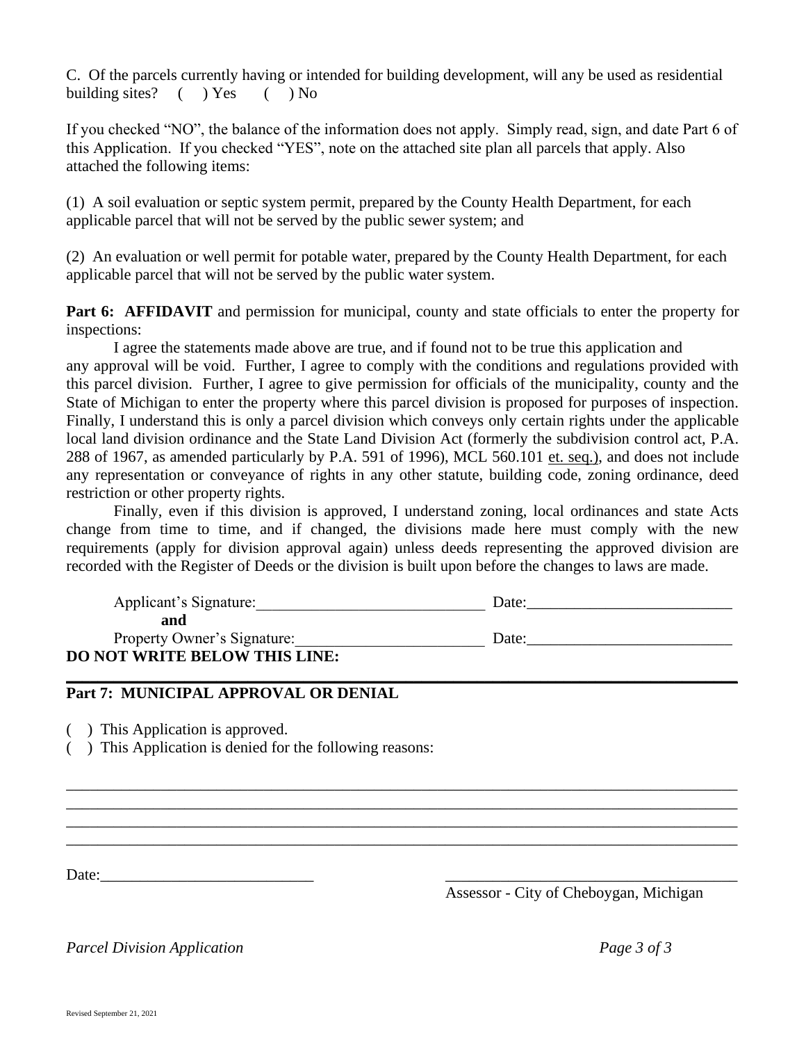C. Of the parcels currently having or intended for building development, will any be used as residential building sites? ( ) Yes ( ) No

If you checked "NO", the balance of the information does not apply. Simply read, sign, and date Part 6 of this Application. If you checked "YES", note on the attached site plan all parcels that apply. Also attached the following items:

(1) A soil evaluation or septic system permit, prepared by the County Health Department, for each applicable parcel that will not be served by the public sewer system; and

(2) An evaluation or well permit for potable water, prepared by the County Health Department, for each applicable parcel that will not be served by the public water system.

**Part 6: AFFIDAVIT** and permission for municipal, county and state officials to enter the property for inspections:

I agree the statements made above are true, and if found not to be true this application and any approval will be void. Further, I agree to comply with the conditions and regulations provided with this parcel division. Further, I agree to give permission for officials of the municipality, county and the State of Michigan to enter the property where this parcel division is proposed for purposes of inspection. Finally, I understand this is only a parcel division which conveys only certain rights under the applicable local land division ordinance and the State Land Division Act (formerly the subdivision control act, P.A. 288 of 1967, as amended particularly by P.A. 591 of 1996), MCL 560.101 et. seq.), and does not include any representation or conveyance of rights in any other statute, building code, zoning ordinance, deed restriction or other property rights.

Finally, even if this division is approved, I understand zoning, local ordinances and state Acts change from time to time, and if changed, the divisions made here must comply with the new requirements (apply for division approval again) unless deeds representing the approved division are recorded with the Register of Deeds or the division is built upon before the changes to laws are made.

Applicant's Signature:_____________________________ Date:__________________________

**and**

Property Owner's Signature:________________________ Date:__________________________

**DO NOT WRITE BELOW THIS LINE:**

---

**Part 7: MUNICIPAL APPROVAL OR DENIAL**

( ) This Application is approved.

( ) This Application is denied for the following reasons:

_______________________________________________________________________________________

_______________________________________________________________________________________

_______________________________________________________________________________________

_______________________________________________________________________________________

Date:___________________________ ______________________________________

Assessor - City of Cheboygan, Michigan

*Parcel Division Application*

Revised September 21, 2021